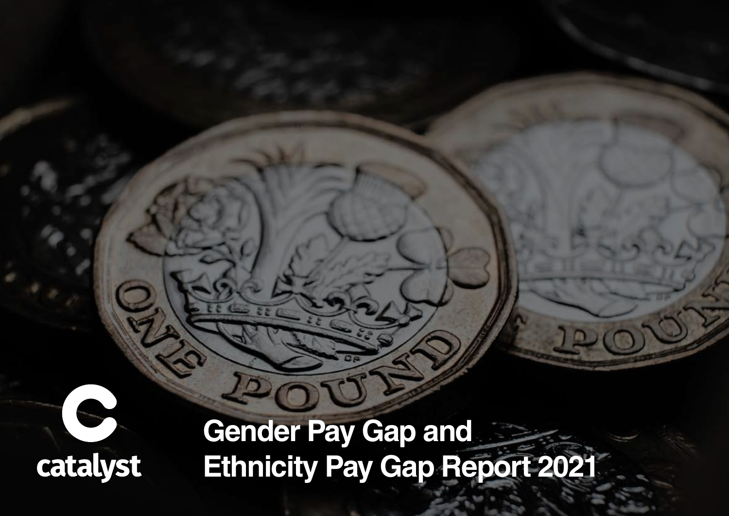catalyst

# Gender Pay Gap and Ethnicity Pay Gap Report 2021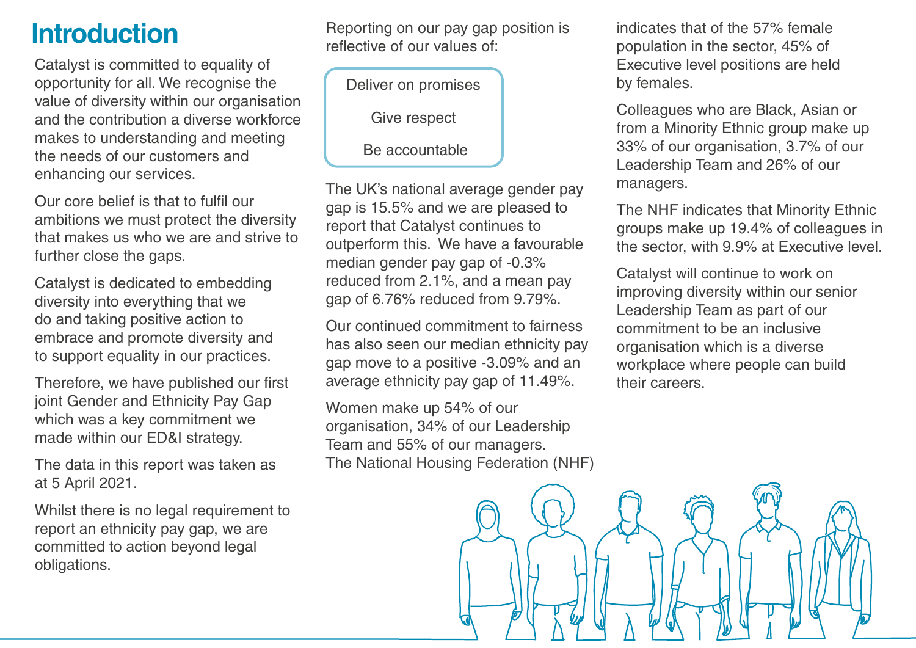# Introduction

Catalyst is committed to equality of opportunity for all. We recognise the value of diversity within our organisation and the contribution a diverse workforce makes to understanding and meeting the needs of our customers and enhancing our services.

Our core belief is that to fulfil our ambitions we must protect the diversity that makes us who we are and strive to further close the gaps.

Catalyst is dedicated to embedding diversity into everything that we do and taking positive action to embrace and promote diversity and to support equality in our practices.

Therefore, we have published our first joint Gender and Ethnicity Pay Gap which was a key commitment we made within our ED&I strategy.

The data in this report was taken as at 5 April 2021.

Whilst there is no legal requirement to report an ethnicity pay gap, we are committed to action beyond legal obligations.

Reporting on our pay gap position is reflective of our values of:

Deliver on promises

Give respect

Be accountable

The UK's national average gender pay gap is 15.5% and we are pleased to report that Catalyst continues to outperform this. We have a favourable median gender pay gap of -0.3% reduced from 2.1%, and a mean pay gap of 6.76% reduced from 9.79%.

Our continued commitment to fairness has also seen our median ethnicity pay gap move to a positive -3.09% and an average ethnicity pay gap of 11.49%.

Women make up 54% of our organisation, 34% of our Leadership Team and 55% of our managers. The National Housing Federation (NHF) indicates that of the 57% female population in the sector, 45% of Executive level positions are held by females.

Colleagues who are Black, Asian or from a Minority Ethnic group make up 33% of our organisation, 3.7% of our Leadership Team and 26% of our managers.

The NHF indicates that Minority Ethnic groups make up 19.4% of colleagues in the sector, with 9.9% at Executive level.

Catalyst will continue to work on improving diversity within our senior Leadership Team as part of our commitment to be an inclusive organisation which is a diverse workplace where people can build their careers.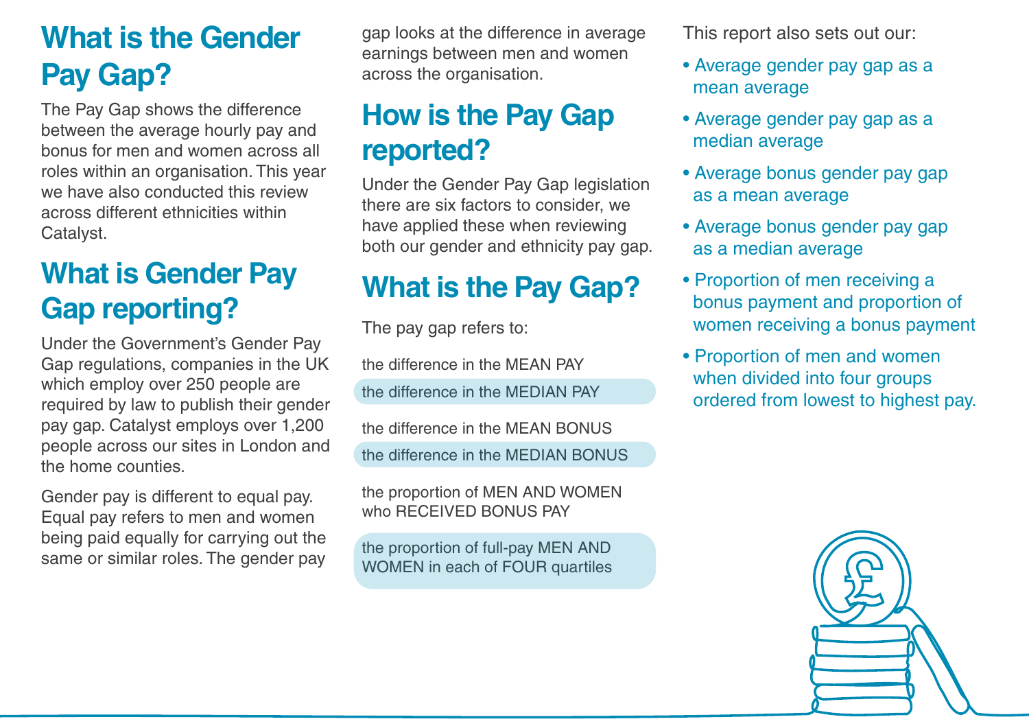## What is the Gender Pay Gap?

The Pay Gap shows the difference between the average hourly pay and bonus for men and women across all roles within an organisation. This year we have also conducted this review across different ethnicities within Catalyst.

## What is Gender Pay Gap reporting?

Under the Government's Gender Pay Gap regulations, companies in the UK which employ over 250 people are required by law to publish their gender pay gap. Catalyst employs over 1,200 people across our sites in London and the home counties.

Gender pay is different to equal pay. Equal pay refers to men and women being paid equally for carrying out the same or similar roles. The gender pay gap looks at the difference in average earnings between men and women across the organisation.

## How is the Pay Gap reported?

Under the Gender Pay Gap legislation there are six factors to consider, we have applied these when reviewing both our gender and ethnicity pay gap.

## What is the Pay Gap?

The pay gap refers to:

- the difference in the MEAN PAY
- the difference in the MEDIAN PAY
- the difference in the MEAN BONUS
- the difference in the MEDIAN BONUS
- the proportion of MEN AND WOMEN who RECEIVED BONUS PAY
- the proportion of full-pay MEN AND WOMEN in each of FOUR quartiles

This report also sets out our:

- Average gender pay gap as a mean average
- Average gender pay gap as a median average
- Average bonus gender pay gap as a mean average
- Average bonus gender pay gap as a median average
- Proportion of men receiving a bonus payment and proportion of women receiving a bonus payment
- Proportion of men and women when divided into four groups ordered from lowest to highest pay.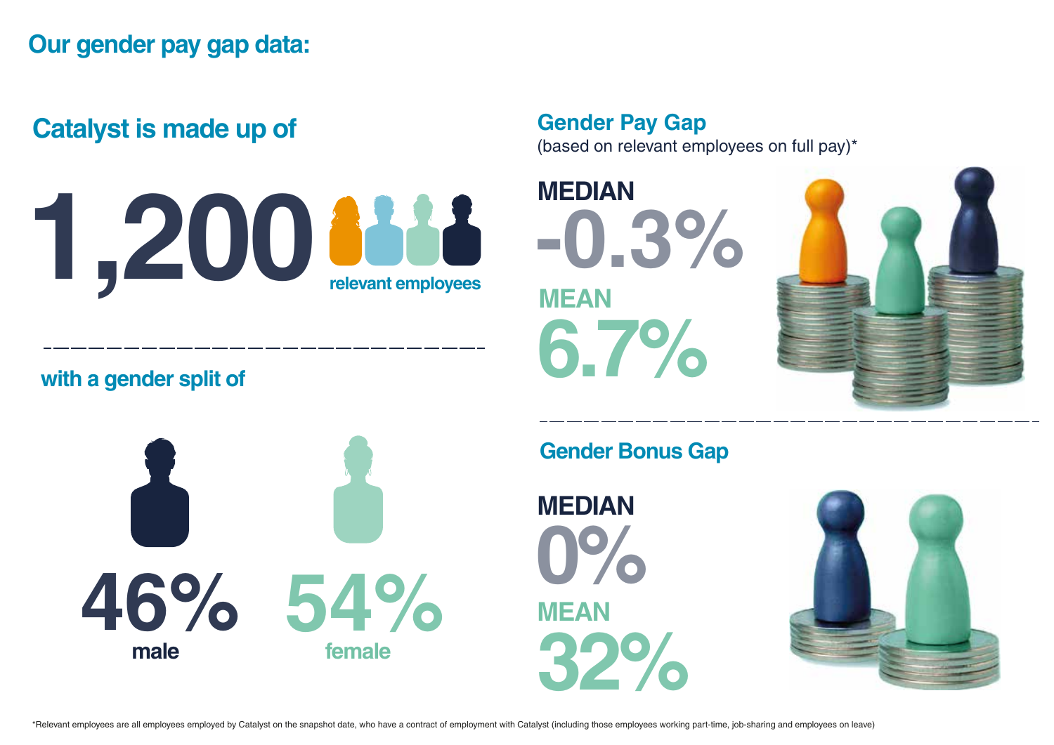## Our gender pay gap data:

### Catalyst is made up of

**1,200** relevant employees

with a gender split of

**46%** male

**54%** female

### Gender Pay Gap

(based on relevant employees on full pay)*

**MEDIAN**
**-0.3%**

**MEAN**
**6.7%**

### Gender Bonus Gap

**MEDIAN**
**0%**

**MEAN**
**32%**

*Relevant employees are all employees employed by Catalyst on the snapshot date, who have a contract of employment with Catalyst (including those employees working part-time, job-sharing and employees on leave)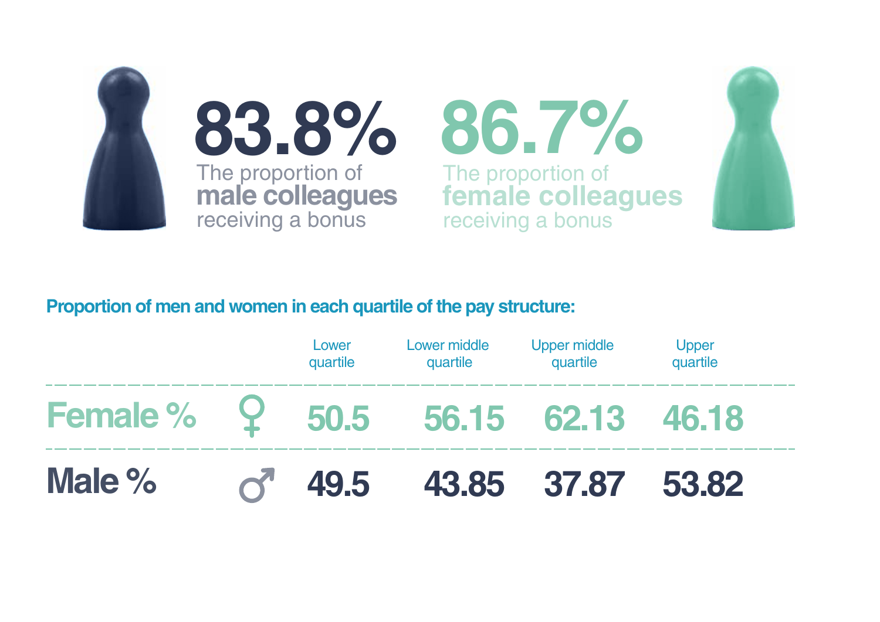**83.8%**
The proportion of **male colleagues** receiving a bonus

**86.7%**
The proportion of **female colleagues** receiving a bonus

**Proportion of men and women in each quartile of the pay structure:**

| | | Lower quartile | Lower middle quartile | Upper middle quartile | Upper quartile |
|---|---|---|---|---|---|
| **Female %** | ♀ | 50.5 | 56.15 | 62.13 | 46.18 |
| **Male %** | ♂ | 49.5 | 43.85 | 37.87 | 53.82 |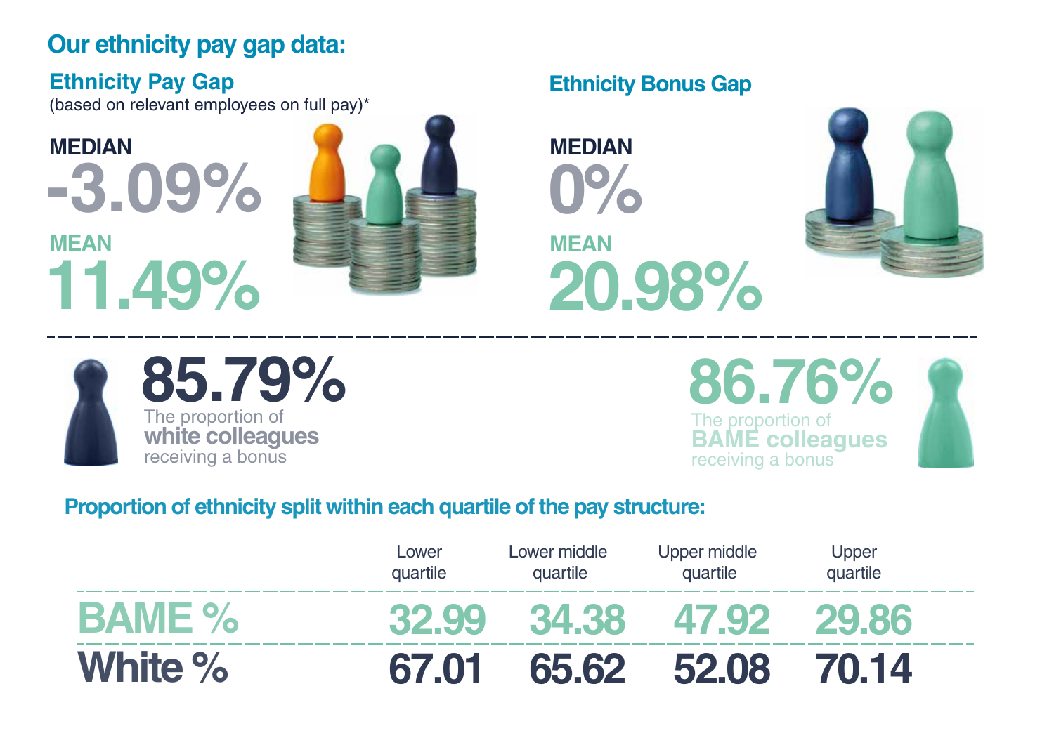## Our ethnicity pay gap data:

### Ethnicity Pay Gap

(based on relevant employees on full pay)*

**MEDIAN**

**-3.09%**

**MEAN**

**11.49%**

### Ethnicity Bonus Gap

**MEDIAN**

**0%**

**MEAN**

**20.98%**

**85.79%**

The proportion of **white colleagues** receiving a bonus

**86.76%**

The proportion of **BAME colleagues** receiving a bonus

### Proportion of ethnicity split within each quartile of the pay structure:

| | Lower quartile | Lower middle quartile | Upper middle quartile | Upper quartile |
|---|---|---|---|---|
| **BAME %** | 32.99 | 34.38 | 47.92 | 29.86 |
| **White %** | 67.01 | 65.62 | 52.08 | 70.14 |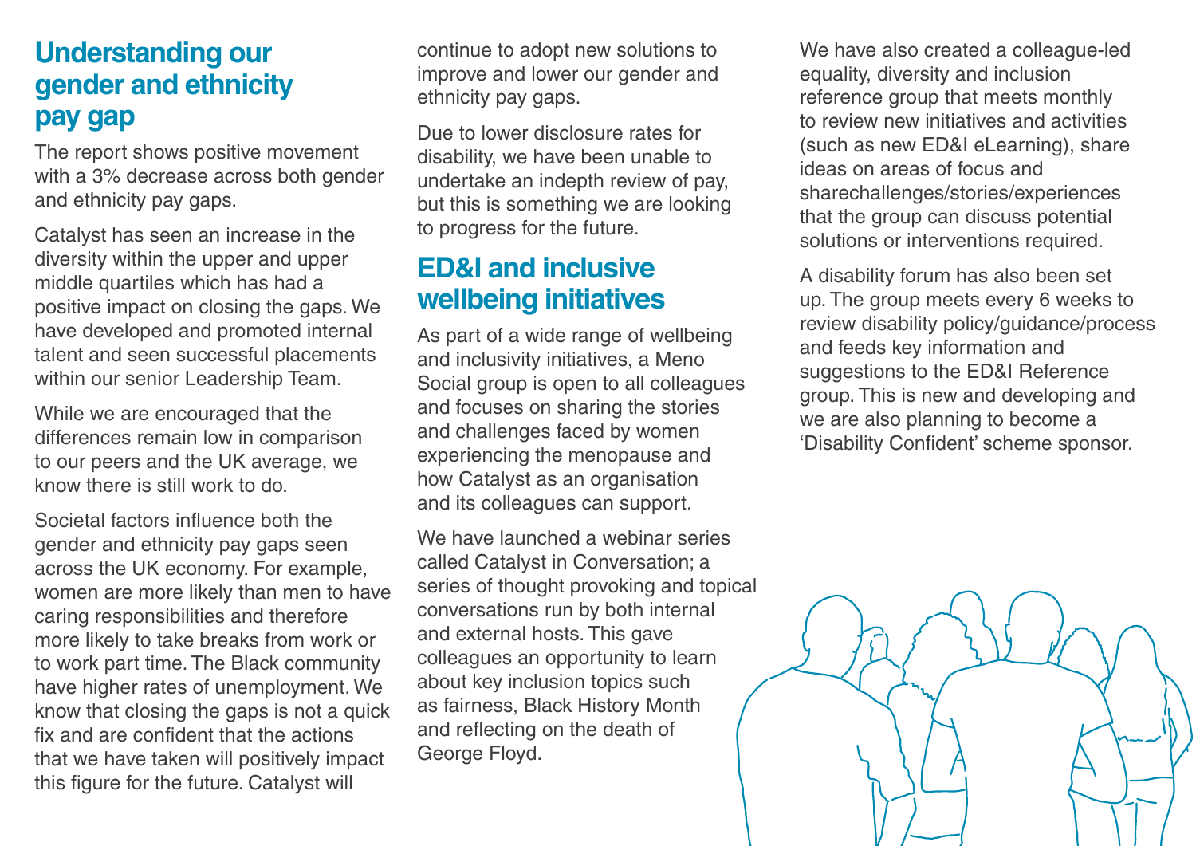## Understanding our gender and ethnicity pay gap

The report shows positive movement with a 3% decrease across both gender and ethnicity pay gaps.

Catalyst has seen an increase in the diversity within the upper and upper middle quartiles which has had a positive impact on closing the gaps. We have developed and promoted internal talent and seen successful placements within our senior Leadership Team.

While we are encouraged that the differences remain low in comparison to our peers and the UK average, we know there is still work to do.

Societal factors influence both the gender and ethnicity pay gaps seen across the UK economy. For example, women are more likely than men to have caring responsibilities and therefore more likely to take breaks from work or to work part time. The Black community have higher rates of unemployment. We know that closing the gaps is not a quick fix and are confident that the actions that we have taken will positively impact this figure for the future. Catalyst will continue to adopt new solutions to improve and lower our gender and ethnicity pay gaps.

Due to lower disclosure rates for disability, we have been unable to undertake an indepth review of pay, but this is something we are looking to progress for the future.

## ED&I and inclusive wellbeing initiatives

As part of a wide range of wellbeing and inclusivity initiatives, a Meno Social group is open to all colleagues and focuses on sharing the stories and challenges faced by women experiencing the menopause and how Catalyst as an organisation and its colleagues can support.

We have launched a webinar series called Catalyst in Conversation; a series of thought provoking and topical conversations run by both internal and external hosts. This gave colleagues an opportunity to learn about key inclusion topics such as fairness, Black History Month and reflecting on the death of George Floyd.

We have also created a colleague-led equality, diversity and inclusion reference group that meets monthly to review new initiatives and activities (such as new ED&I eLearning), share ideas on areas of focus and sharechallenges/stories/experiences that the group can discuss potential solutions or interventions required.

A disability forum has also been set up. The group meets every 6 weeks to review disability policy/guidance/process and feeds key information and suggestions to the ED&I Reference group. This is new and developing and we are also planning to become a 'Disability Confident' scheme sponsor.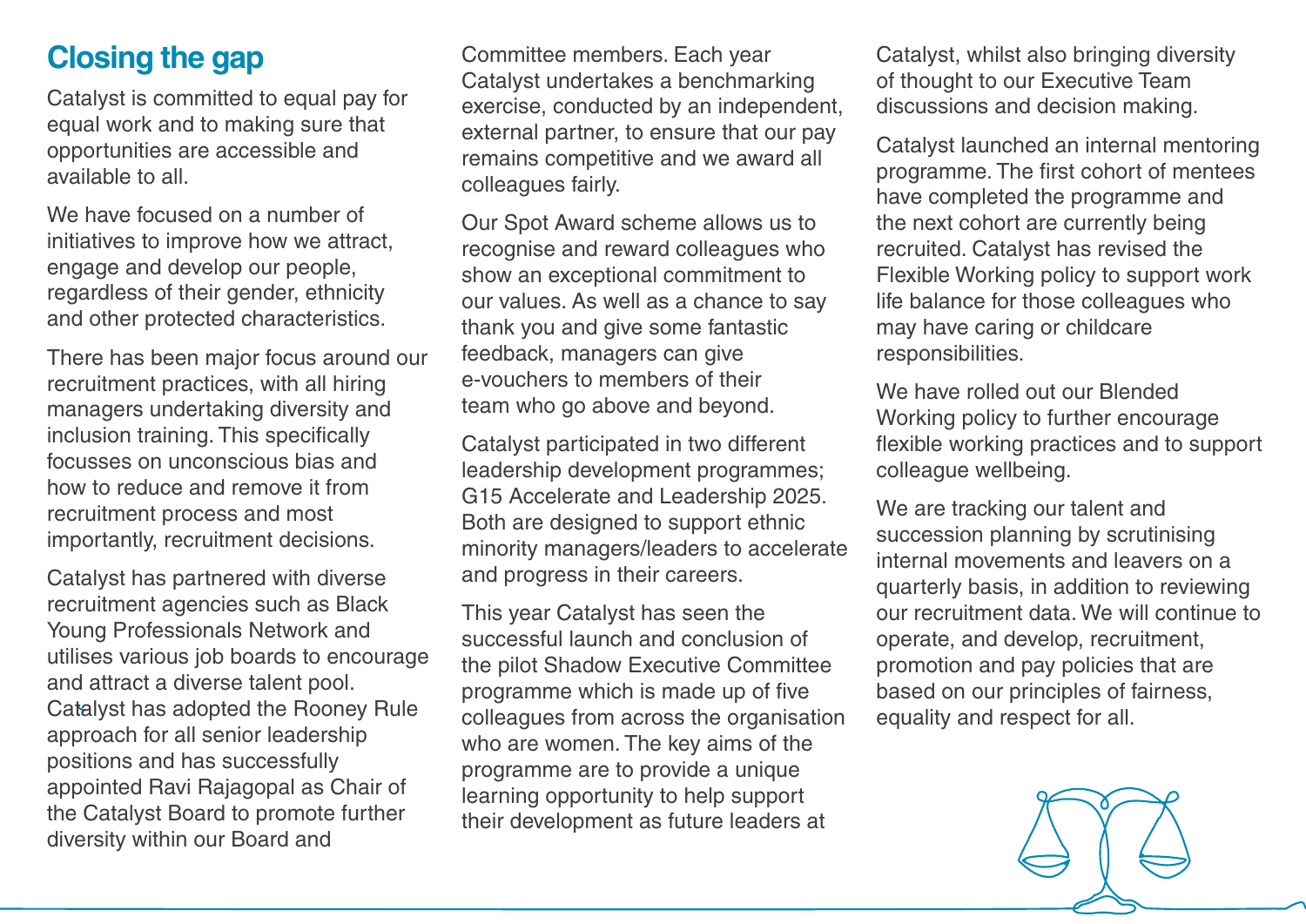## Closing the gap

Catalyst is committed to equal pay for equal work and to making sure that opportunities are accessible and available to all.

We have focused on a number of initiatives to improve how we attract, engage and develop our people, regardless of their gender, ethnicity and other protected characteristics.

There has been major focus around our recruitment practices, with all hiring managers undertaking diversity and inclusion training. This specifically focusses on unconscious bias and how to reduce and remove it from recruitment process and most importantly, recruitment decisions.

Catalyst has partnered with diverse recruitment agencies such as Black Young Professionals Network and utilises various job boards to encourage and attract a diverse talent pool. Catalyst has adopted the Rooney Rule approach for all senior leadership positions and has successfully appointed Ravi Rajagopal as Chair of the Catalyst Board to promote further diversity within our Board and Committee members. Each year Catalyst undertakes a benchmarking exercise, conducted by an independent, external partner, to ensure that our pay remains competitive and we award all colleagues fairly.

Our Spot Award scheme allows us to recognise and reward colleagues who show an exceptional commitment to our values. As well as a chance to say thank you and give some fantastic feedback, managers can give e-vouchers to members of their team who go above and beyond.

Catalyst participated in two different leadership development programmes; G15 Accelerate and Leadership 2025. Both are designed to support ethnic minority managers/leaders to accelerate and progress in their careers.

This year Catalyst has seen the successful launch and conclusion of the pilot Shadow Executive Committee programme which is made up of five colleagues from across the organisation who are women. The key aims of the programme are to provide a unique learning opportunity to help support their development as future leaders at Catalyst, whilst also bringing diversity of thought to our Executive Team discussions and decision making.

Catalyst launched an internal mentoring programme. The first cohort of mentees have completed the programme and the next cohort are currently being recruited. Catalyst has revised the Flexible Working policy to support work life balance for those colleagues who may have caring or childcare responsibilities.

We have rolled out our Blended Working policy to further encourage flexible working practices and to support colleague wellbeing.

We are tracking our talent and succession planning by scrutinising internal movements and leavers on a quarterly basis, in addition to reviewing our recruitment data. We will continue to operate, and develop, recruitment, promotion and pay policies that are based on our principles of fairness, equality and respect for all.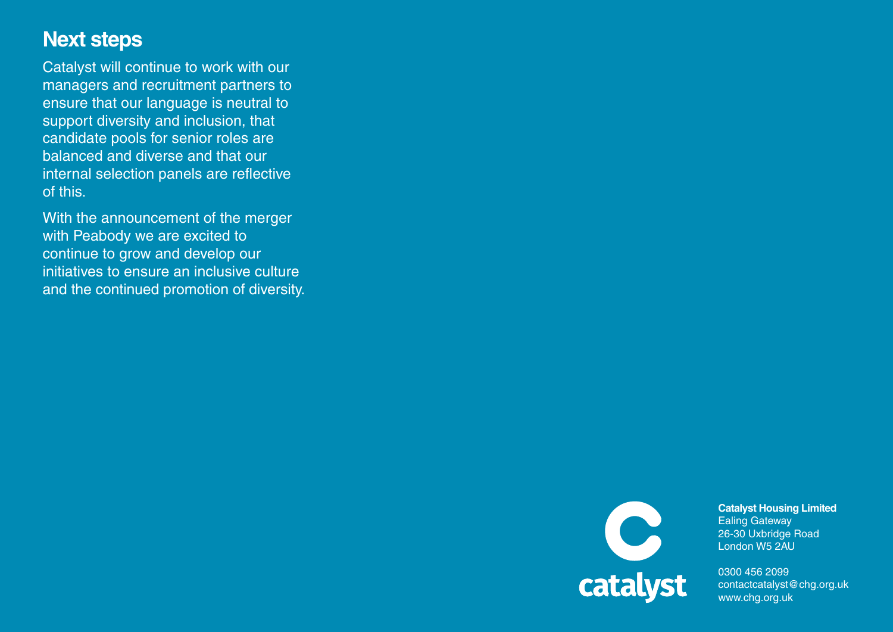## Next steps

Catalyst will continue to work with our managers and recruitment partners to ensure that our language is neutral to support diversity and inclusion, that candidate pools for senior roles are balanced and diverse and that our internal selection panels are reflective of this.

With the announcement of the merger with Peabody we are excited to continue to grow and develop our initiatives to ensure an inclusive culture and the continued promotion of diversity.

catalyst

**Catalyst Housing Limited**
Ealing Gateway
26-30 Uxbridge Road
London W5 2AU

0300 456 2099
contactcatalyst@chg.org.uk
www.chg.org.uk